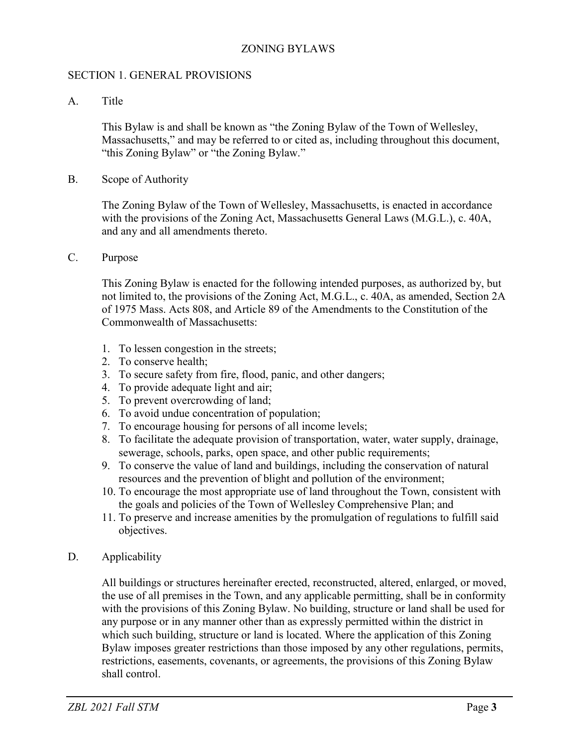# ZONING BYLAWS

## SECTION 1. GENERAL PROVISIONS

### A. Title

This Bylaw is and shall be known as "the Zoning Bylaw of the Town of Wellesley, Massachusetts," and may be referred to or cited as, including throughout this document, "this Zoning Bylaw" or "the Zoning Bylaw."

### B. Scope of Authority

The Zoning Bylaw of the Town of Wellesley, Massachusetts, is enacted in accordance with the provisions of the Zoning Act, Massachusetts General Laws (M.G.L.), c. 40A, and any and all amendments thereto.

### C. Purpose

This Zoning Bylaw is enacted for the following intended purposes, as authorized by, but not limited to, the provisions of the Zoning Act, M.G.L., c. 40A, as amended, Section 2A of 1975 Mass. Acts 808, and Article 89 of the Amendments to the Constitution of the Commonwealth of Massachusetts:

1. To lessen congestion in the streets;
2. To conserve health;
3. To secure safety from fire, flood, panic, and other dangers;
4. To provide adequate light and air;
5. To prevent overcrowding of land;
6. To avoid undue concentration of population;
7. To encourage housing for persons of all income levels;
8. To facilitate the adequate provision of transportation, water, water supply, drainage, sewerage, schools, parks, open space, and other public requirements;
9. To conserve the value of land and buildings, including the conservation of natural resources and the prevention of blight and pollution of the environment;
10. To encourage the most appropriate use of land throughout the Town, consistent with the goals and policies of the Town of Wellesley Comprehensive Plan; and
11. To preserve and increase amenities by the promulgation of regulations to fulfill said objectives.

### D. Applicability

All buildings or structures hereinafter erected, reconstructed, altered, enlarged, or moved, the use of all premises in the Town, and any applicable permitting, shall be in conformity with the provisions of this Zoning Bylaw. No building, structure or land shall be used for any purpose or in any manner other than as expressly permitted within the district in which such building, structure or land is located. Where the application of this Zoning Bylaw imposes greater restrictions than those imposed by any other regulations, permits, restrictions, easements, covenants, or agreements, the provisions of this Zoning Bylaw shall control.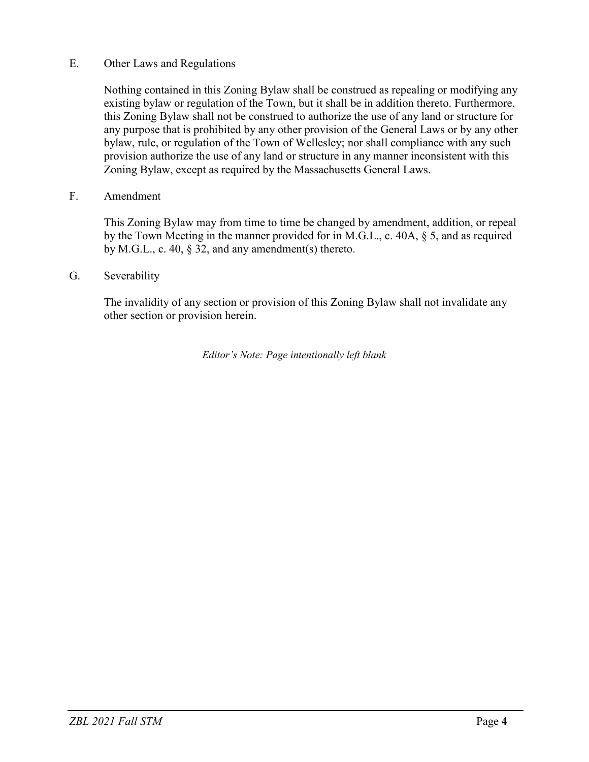E. Other Laws and Regulations

Nothing contained in this Zoning Bylaw shall be construed as repealing or modifying any existing bylaw or regulation of the Town, but it shall be in addition thereto. Furthermore, this Zoning Bylaw shall not be construed to authorize the use of any land or structure for any purpose that is prohibited by any other provision of the General Laws or by any other bylaw, rule, or regulation of the Town of Wellesley; nor shall compliance with any such provision authorize the use of any land or structure in any manner inconsistent with this Zoning Bylaw, except as required by the Massachusetts General Laws.

F. Amendment

This Zoning Bylaw may from time to time be changed by amendment, addition, or repeal by the Town Meeting in the manner provided for in M.G.L., c. 40A, § 5, and as required by M.G.L., c. 40, § 32, and any amendment(s) thereto.

G. Severability

The invalidity of any section or provision of this Zoning Bylaw shall not invalidate any other section or provision herein.

*Editor's Note: Page intentionally left blank*